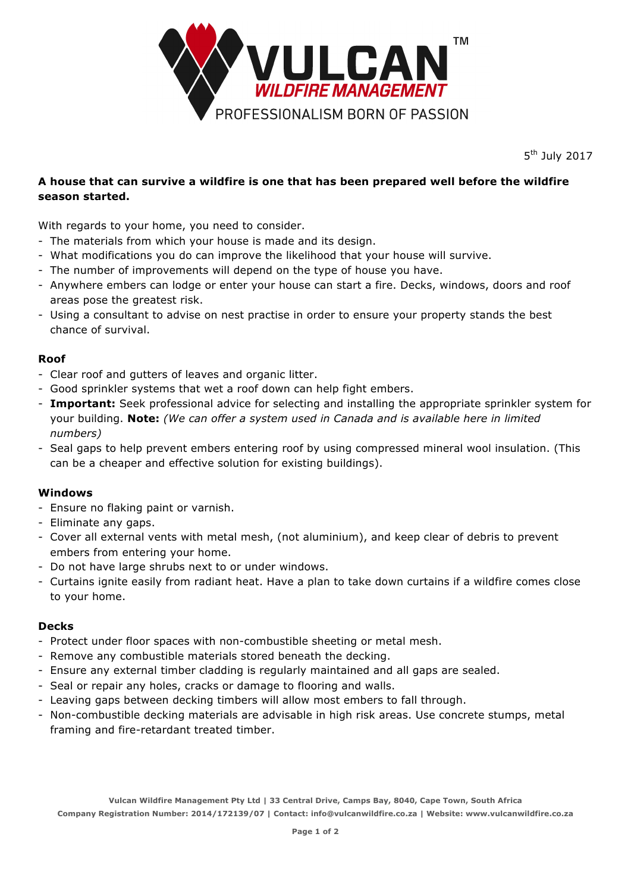VULCAN™
WILDFIRE MANAGEMENT
PROFESSIONALISM BORN OF PASSION

5th July 2017

**A house that can survive a wildfire is one that has been prepared well before the wildfire season started.**

With regards to your home, you need to consider.

- The materials from which your house is made and its design.
- What modifications you do can improve the likelihood that your house will survive.
- The number of improvements will depend on the type of house you have.
- Anywhere embers can lodge or enter your house can start a fire. Decks, windows, doors and roof areas pose the greatest risk.
- Using a consultant to advise on nest practise in order to ensure your property stands the best chance of survival.

### Roof

- Clear roof and gutters of leaves and organic litter.
- Good sprinkler systems that wet a roof down can help fight embers.
- **Important:** Seek professional advice for selecting and installing the appropriate sprinkler system for your building. **Note:** *(We can offer a system used in Canada and is available here in limited numbers)*
- Seal gaps to help prevent embers entering roof by using compressed mineral wool insulation. (This can be a cheaper and effective solution for existing buildings).

### Windows

- Ensure no flaking paint or varnish.
- Eliminate any gaps.
- Cover all external vents with metal mesh, (not aluminium), and keep clear of debris to prevent embers from entering your home.
- Do not have large shrubs next to or under windows.
- Curtains ignite easily from radiant heat. Have a plan to take down curtains if a wildfire comes close to your home.

### Decks

- Protect under floor spaces with non-combustible sheeting or metal mesh.
- Remove any combustible materials stored beneath the decking.
- Ensure any external timber cladding is regularly maintained and all gaps are sealed.
- Seal or repair any holes, cracks or damage to flooring and walls.
- Leaving gaps between decking timbers will allow most embers to fall through.
- Non-combustible decking materials are advisable in high risk areas. Use concrete stumps, metal framing and fire-retardant treated timber.

Vulcan Wildfire Management Pty Ltd | 33 Central Drive, Camps Bay, 8040, Cape Town, South Africa
Company Registration Number: 2014/172139/07 | Contact: info@vulcanwildfire.co.za | Website: www.vulcanwildfire.co.za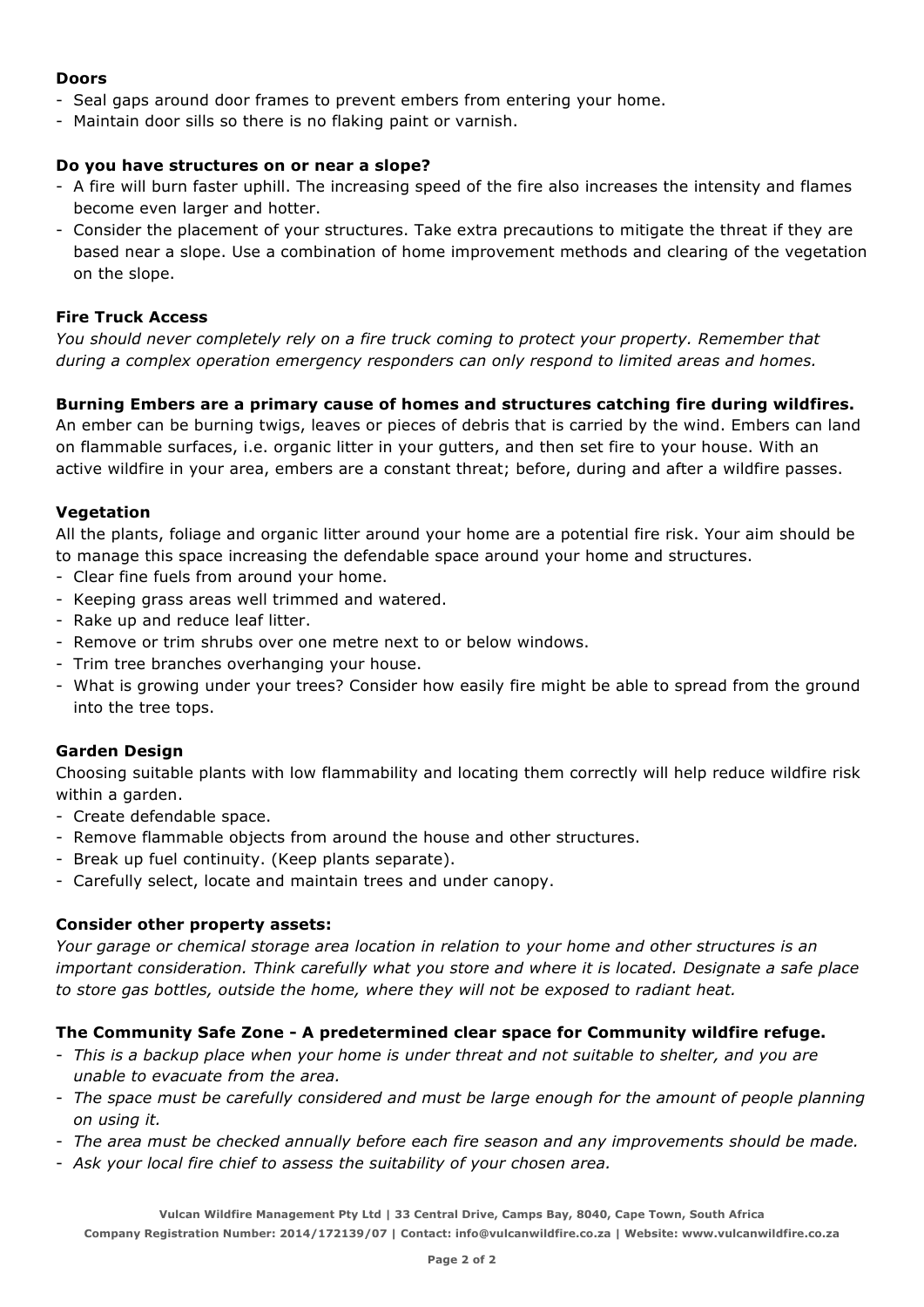**Doors**

- Seal gaps around door frames to prevent embers from entering your home.
- Maintain door sills so there is no flaking paint or varnish.

**Do you have structures on or near a slope?**

- A fire will burn faster uphill. The increasing speed of the fire also increases the intensity and flames become even larger and hotter.
- Consider the placement of your structures. Take extra precautions to mitigate the threat if they are based near a slope. Use a combination of home improvement methods and clearing of the vegetation on the slope.

**Fire Truck Access**

*You should never completely rely on a fire truck coming to protect your property. Remember that during a complex operation emergency responders can only respond to limited areas and homes.*

**Burning Embers are a primary cause of homes and structures catching fire during wildfires.**

An ember can be burning twigs, leaves or pieces of debris that is carried by the wind. Embers can land on flammable surfaces, i.e. organic litter in your gutters, and then set fire to your house. With an active wildfire in your area, embers are a constant threat; before, during and after a wildfire passes.

**Vegetation**

All the plants, foliage and organic litter around your home are a potential fire risk. Your aim should be to manage this space increasing the defendable space around your home and structures.

- Clear fine fuels from around your home.
- Keeping grass areas well trimmed and watered.
- Rake up and reduce leaf litter.
- Remove or trim shrubs over one metre next to or below windows.
- Trim tree branches overhanging your house.
- What is growing under your trees? Consider how easily fire might be able to spread from the ground into the tree tops.

**Garden Design**

Choosing suitable plants with low flammability and locating them correctly will help reduce wildfire risk within a garden.

- Create defendable space.
- Remove flammable objects from around the house and other structures.
- Break up fuel continuity. (Keep plants separate).
- Carefully select, locate and maintain trees and under canopy.

**Consider other property assets:**

*Your garage or chemical storage area location in relation to your home and other structures is an important consideration. Think carefully what you store and where it is located. Designate a safe place to store gas bottles, outside the home, where they will not be exposed to radiant heat.*

**The Community Safe Zone - A predetermined clear space for Community wildfire refuge.**

- *This is a backup place when your home is under threat and not suitable to shelter, and you are unable to evacuate from the area.*
- *The space must be carefully considered and must be large enough for the amount of people planning on using it.*
- *The area must be checked annually before each fire season and any improvements should be made.*
- *Ask your local fire chief to assess the suitability of your chosen area.*

**Vulcan Wildfire Management Pty Ltd | 33 Central Drive, Camps Bay, 8040, Cape Town, South Africa**
**Company Registration Number: 2014/172139/07 | Contact: info@vulcanwildfire.co.za | Website: www.vulcanwildfire.co.za**